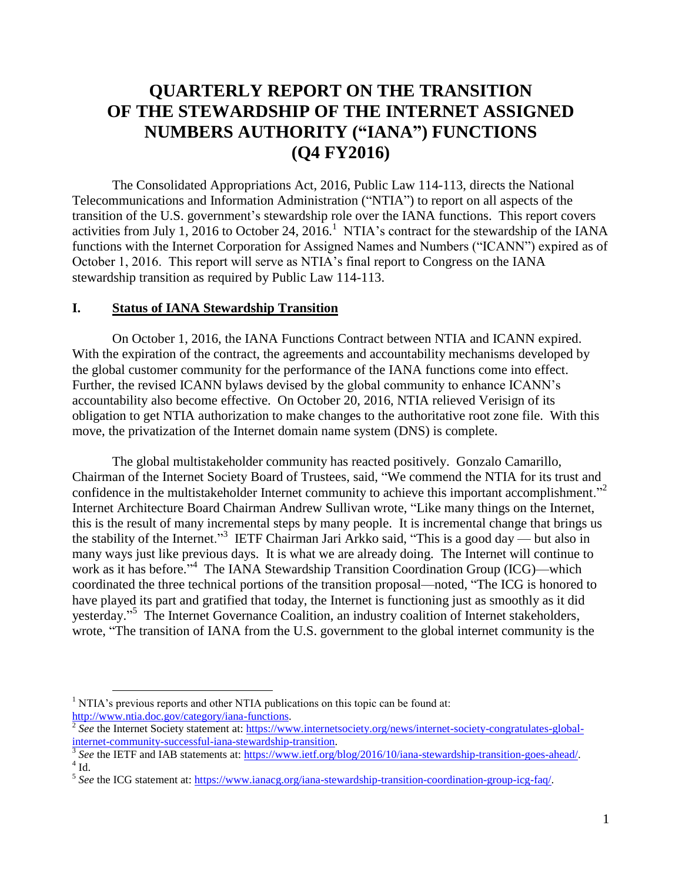# QUARTERLY REPORT ON THE TRANSITION OF THE STEWARDSHIP OF THE INTERNET ASSIGNED NUMBERS AUTHORITY ("IANA") FUNCTIONS (Q4 FY2016)

The Consolidated Appropriations Act, 2016, Public Law 114-113, directs the National Telecommunications and Information Administration ("NTIA") to report on all aspects of the transition of the U.S. government's stewardship role over the IANA functions. This report covers activities from July 1, 2016 to October 24, 2016.[1] NTIA's contract for the stewardship of the IANA functions with the Internet Corporation for Assigned Names and Numbers ("ICANN") expired as of October 1, 2016. This report will serve as NTIA's final report to Congress on the IANA stewardship transition as required by Public Law 114-113.

## I. Status of IANA Stewardship Transition

On October 1, 2016, the IANA Functions Contract between NTIA and ICANN expired. With the expiration of the contract, the agreements and accountability mechanisms developed by the global customer community for the performance of the IANA functions come into effect. Further, the revised ICANN bylaws devised by the global community to enhance ICANN's accountability also become effective. On October 20, 2016, NTIA relieved Verisign of its obligation to get NTIA authorization to make changes to the authoritative root zone file. With this move, the privatization of the Internet domain name system (DNS) is complete.

The global multistakeholder community has reacted positively. Gonzalo Camarillo, Chairman of the Internet Society Board of Trustees, said, "We commend the NTIA for its trust and confidence in the multistakeholder Internet community to achieve this important accomplishment."[2] Internet Architecture Board Chairman Andrew Sullivan wrote, "Like many things on the Internet, this is the result of many incremental steps by many people. It is incremental change that brings us the stability of the Internet."[3] IETF Chairman Jari Arkko said, "This is a good day — but also in many ways just like previous days. It is what we are already doing. The Internet will continue to work as it has before."[4] The IANA Stewardship Transition Coordination Group (ICG)—which coordinated the three technical portions of the transition proposal—noted, "The ICG is honored to have played its part and gratified that today, the Internet is functioning just as smoothly as it did yesterday."[5] The Internet Governance Coalition, an industry coalition of Internet stakeholders, wrote, "The transition of IANA from the U.S. government to the global internet community is the

---

[1] NTIA's previous reports and other NTIA publications on this topic can be found at: http://www.ntia.doc.gov/category/iana-functions.

[2] *See* the Internet Society statement at: https://www.internetsociety.org/news/internet-society-congratulates-global-internet-community-successful-iana-stewardship-transition.

[3] *See* the IETF and IAB statements at: https://www.ietf.org/blog/2016/10/iana-stewardship-transition-goes-ahead/.

[4] Id.

[5] *See* the ICG statement at: https://www.ianacg.org/iana-stewardship-transition-coordination-group-icg-faq/.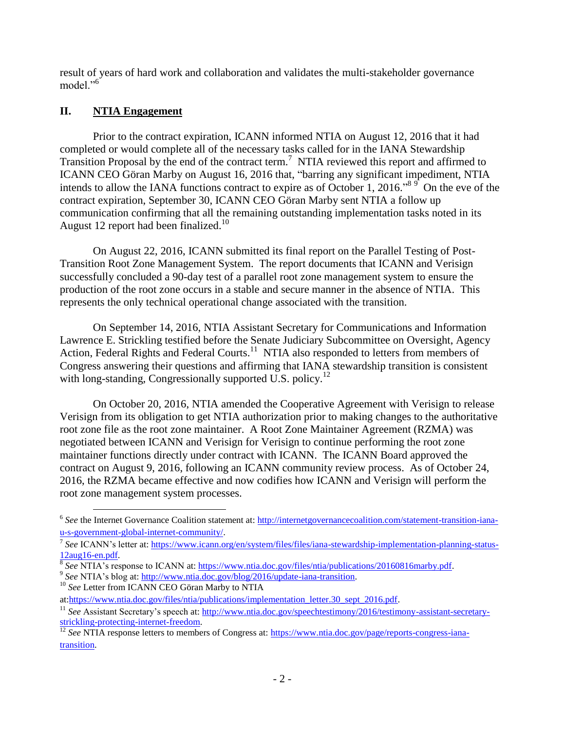result of years of hard work and collaboration and validates the multi-stakeholder governance model."[6]

## II. NTIA Engagement

Prior to the contract expiration, ICANN informed NTIA on August 12, 2016 that it had completed or would complete all of the necessary tasks called for in the IANA Stewardship Transition Proposal by the end of the contract term.[7] NTIA reviewed this report and affirmed to ICANN CEO Göran Marby on August 16, 2016 that, "barring any significant impediment, NTIA intends to allow the IANA functions contract to expire as of October 1, 2016."[8] [9] On the eve of the contract expiration, September 30, ICANN CEO Göran Marby sent NTIA a follow up communication confirming that all the remaining outstanding implementation tasks noted in its August 12 report had been finalized.[10]

On August 22, 2016, ICANN submitted its final report on the Parallel Testing of Post-Transition Root Zone Management System. The report documents that ICANN and Verisign successfully concluded a 90-day test of a parallel root zone management system to ensure the production of the root zone occurs in a stable and secure manner in the absence of NTIA. This represents the only technical operational change associated with the transition.

On September 14, 2016, NTIA Assistant Secretary for Communications and Information Lawrence E. Strickling testified before the Senate Judiciary Subcommittee on Oversight, Agency Action, Federal Rights and Federal Courts.[11] NTIA also responded to letters from members of Congress answering their questions and affirming that IANA stewardship transition is consistent with long-standing, Congressionally supported U.S. policy.[12]

On October 20, 2016, NTIA amended the Cooperative Agreement with Verisign to release Verisign from its obligation to get NTIA authorization prior to making changes to the authoritative root zone file as the root zone maintainer. A Root Zone Maintainer Agreement (RZMA) was negotiated between ICANN and Verisign for Verisign to continue performing the root zone maintainer functions directly under contract with ICANN. The ICANN Board approved the contract on August 9, 2016, following an ICANN community review process. As of October 24, 2016, the RZMA became effective and now codifies how ICANN and Verisign will perform the root zone management system processes.

---

[6] *See* the Internet Governance Coalition statement at: http://internetgovernancecoalition.com/statement-transition-iana-u-s-government-global-internet-community/.

[7] *See* ICANN's letter at: https://www.icann.org/en/system/files/files/iana-stewardship-implementation-planning-status-12aug16-en.pdf.

[8] *See* NTIA's response to ICANN at: https://www.ntia.doc.gov/files/ntia/publications/20160816marby.pdf.

[9] *See* NTIA's blog at: http://www.ntia.doc.gov/blog/2016/update-iana-transition.

[10] *See* Letter from ICANN CEO Göran Marby to NTIA at: https://www.ntia.doc.gov/files/ntia/publications/implementation_letter.30_sept_2016.pdf.

[11] *See* Assistant Secretary's speech at: http://www.ntia.doc.gov/speechtestimony/2016/testimony-assistant-secretary-strickling-protecting-internet-freedom.

[12] *See* NTIA response letters to members of Congress at: https://www.ntia.doc.gov/page/reports-congress-iana-transition.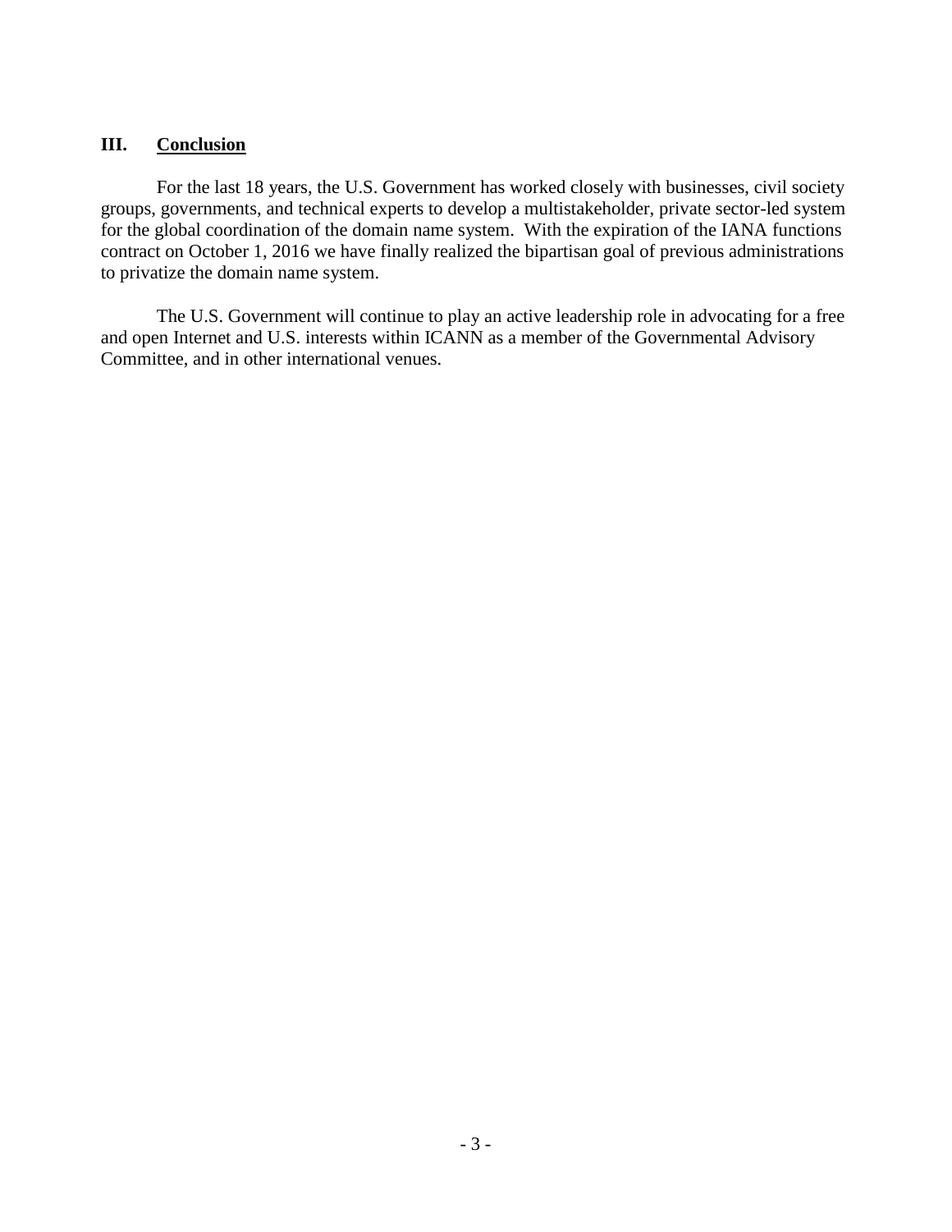## III. <u>Conclusion</u>

For the last 18 years, the U.S. Government has worked closely with businesses, civil society groups, governments, and technical experts to develop a multistakeholder, private sector-led system for the global coordination of the domain name system. With the expiration of the IANA functions contract on October 1, 2016 we have finally realized the bipartisan goal of previous administrations to privatize the domain name system.

The U.S. Government will continue to play an active leadership role in advocating for a free and open Internet and U.S. interests within ICANN as a member of the Governmental Advisory Committee, and in other international venues.